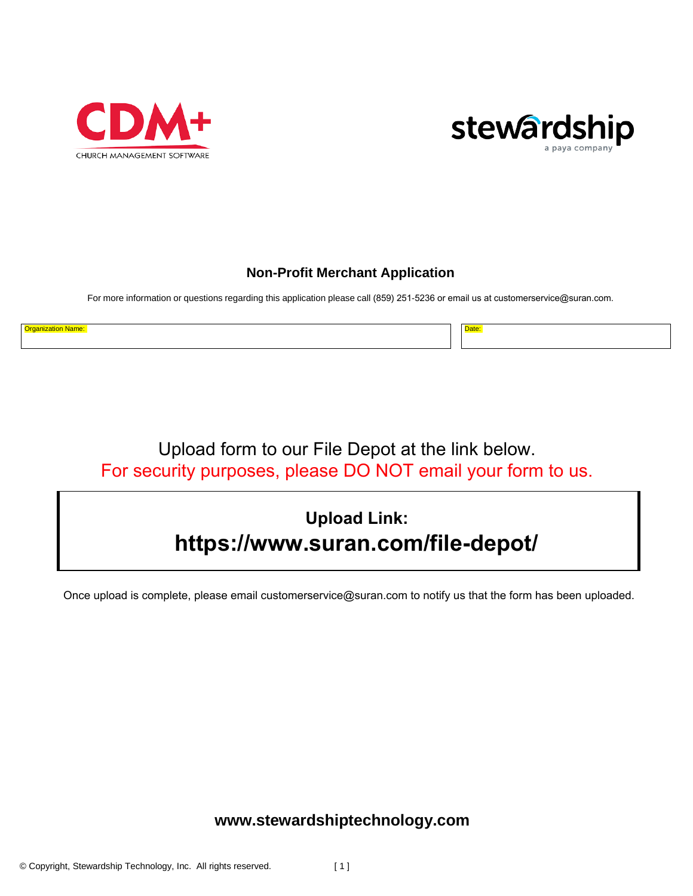CDM+
CHURCH MANAGEMENT SOFTWARE

stewardship
a paya company

# Non-Profit Merchant Application

For more information or questions regarding this application please call (859) 251-5236 or email us at customerservice@suran.com.

| Organization Name: | Date: |
|---|---|
| | |

Upload form to our File Depot at the link below.

For security purposes, please DO NOT email your form to us.

**Upload Link:**

**https://www.suran.com/file-depot/**

Once upload is complete, please email customerservice@suran.com to notify us that the form has been uploaded.

**www.stewardshiptechnology.com**

© Copyright, Stewardship Technology, Inc. All rights reserved.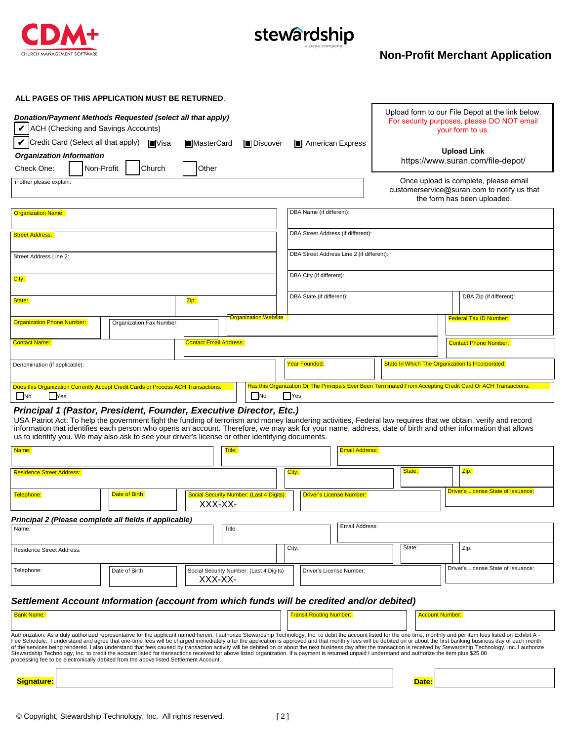CDM+ CHURCH MANAGEMENT SOFTWARE

stewardship a paya company

## Non-Profit Merchant Application

**ALL PAGES OF THIS APPLICATION MUST BE RETURNED**.

Upload form to our File Depot at the link below.
For security purposes, please DO NOT email your form to us.

**Upload Link**
https://www.suran.com/file-depot/

Once upload is complete, please email customerservice@suran.com to notify us that the form has been uploaded.

***Donation/Payment Methods Requested (select all that apply)***

- ✔ ACH (Checking and Savings Accounts)
- ✔ Credit Card (Select all that apply) ■ Visa ■ MasterCard ■ Discover ■ American Express

***Organization Information***

Check One: ☐ Non-Profit ☐ Church ☐ Other

if other please explain:

| | |
|---|---|
| Organization Name: | DBA Name (if different): |
| Street Address: | DBA Street Address (if different): |
| Street Address Line 2: | DBA Street Address Line 2 (if different): |
| City: | DBA City (if different): |
| State: / Zip: | DBA State (if different): / DBA Zip (if different): |

| | | | |
|---|---|---|---|
| Organization Phone Number: | Organization Fax Number: | Organization Website | Federal Tax ID Number: |
| Contact Name: | Contact Email Address: | | Contact Phone Number: |
| Denomination (if applicable): | Year Founded: | State In Which The Organization Is Incorporated: | |

Does this Organization Currently Accept Credit Cards or Process ACH Transactions: ☐ No ☐ Yes

Has this Organization Or The Principals Ever Been Terminated From Accepting Credit Card Or ACH Transactions: ☐ No ☐ Yes

### *Principal 1 (Pastor, President, Founder, Executive Director, Etc.)*

USA Patriot Act: To help the government fight the funding of terrorism and money laundering activities, Federal law requires that we obtain, verify and record information that identifies each person who opens an account. Therefore, we may ask for your name, address, date of birth and other information that allows us to identify you. We may also ask to see your driver's license or other identifying documents.

| | | | | |
|---|---|---|---|---|
| Name: | Title: | Email Address: | | |
| Residence Street Address: | City: | State: | Zip: | |
| Telephone: | Date of Birth | Social Security Number: (Last 4 Digits) XXX-XX- | Driver's License Number: | Driver's License State of Issuance: |

### *Principal 2 (Please complete all fields if applicable)*

| | | | | |
|---|---|---|---|---|
| Name: | Title: | Email Address: | | |
| Residence Street Address: | City: | State: | Zip: | |
| Telephone: | Date of Birth | Social Security Number: (Last 4 Digits) XXX-XX- | Driver's License Number: | Driver's License State of Issuance: |

### *Settlement Account Information (account from which funds will be credited and/or debited)*

| | | |
|---|---|---|
| Bank Name: | Transit Routing Number: | Account Number: |

Authorization: As a duly authorized representative for the applicant named herein, I authorize Stewardship Technology, Inc. to debit the account listed for the one time, monthly and per item fees listed on Exhibit A - Fee Schedule. I understand and agree that one-time fees will be charged immediately after the application is approved and that monthly fees will be debited on or about the first banking business day of each month of the services being rendered. I also understand that fees caused by transaction activity will be debited on or about the next business day after the transaction is received by Stewardship Technology, Inc. I authorize Stewardship Technology, Inc. to credit the account listed for transactions received for above listed organization. If a payment is returned unpaid I understand and authorize the item plus $25.00 processing fee to be electronically debited from the above listed Settlement Account.

**Signature:** __________ **Date:** __________

© Copyright, Stewardship Technology, Inc. All rights reserved.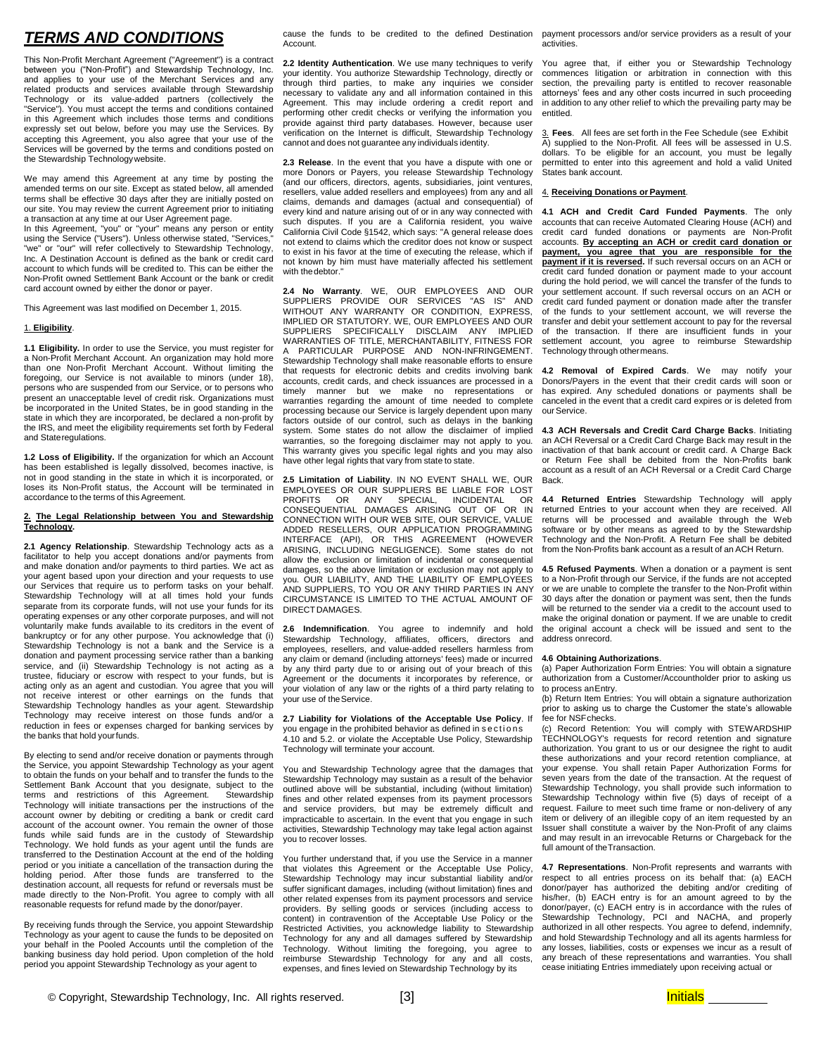# TERMS AND CONDITIONS

This Non-Profit Merchant Agreement ("Agreement") is a contract between you ("Non-Profit") and Stewardship Technology, Inc. and applies to your use of the Merchant Services and any related products and services available through Stewardship Technology or its value-added partners (collectively the "Service"). You must accept the terms and conditions contained in this Agreement which includes those terms and conditions expressly set out below, before you may use the Services. By accepting this Agreement, you also agree that your use of the Services will be governed by the terms and conditions posted on the Stewardship Technology website.

We may amend this Agreement at any time by posting the amended terms on our site. Except as stated below, all amended terms shall be effective 30 days after they are initially posted on our site. You may review the current Agreement prior to initiating a transaction at any time at our User Agreement page.

In this Agreement, "you" or "your" means any person or entity using the Service ("Users"). Unless otherwise stated, "Services," "we" or "our" will refer collectively to Stewardship Technology, Inc. A Destination Account is defined as the bank or credit card account to which funds will be credited to. This can be either the Non-Profit owned Settlement Bank Account or the bank or credit card account owned by either the donor or payer.

This Agreement was last modified on December 1, 2015.

## 1. Eligibility.

**1.1 Eligibility.** In order to use the Service, you must register for a Non-Profit Merchant Account. An organization may hold more than one Non-Profit Merchant Account. Without limiting the foregoing, our Service is not available to minors (under 18), persons who are suspended from our Service, or to persons who present an unacceptable level of credit risk. Organizations must be incorporated in the United States, be in good standing in the state in which they are incorporated, be declared a non-profit by the IRS, and meet the eligibility requirements set forth by Federal and State regulations.

**1.2 Loss of Eligibility.** If the organization for which an Account has been established is legally dissolved, becomes inactive, is not in good standing in the state in which it is incorporated, or loses its Non-Profit status, the Account will be terminated in accordance to the terms of this Agreement.

## 2. The Legal Relationship between You and Stewardship Technology.

**2.1 Agency Relationship**. Stewardship Technology acts as a facilitator to help you accept donations and/or payments from and make donation and/or payments to third parties. We act as your agent based upon your direction and your requests to use our Services that require us to perform tasks on your behalf. Stewardship Technology will at all times hold your funds separate from its corporate funds, will not use your funds for its operating expenses or any other corporate purposes, and will not voluntarily make funds available to its creditors in the event of bankruptcy or for any other purpose. You acknowledge that (i) Stewardship Technology is not a bank and the Service is a donation and payment processing service rather than a banking service, and (ii) Stewardship Technology is not acting as a trustee, fiduciary or escrow with respect to your funds, but is acting only as an agent and custodian. You agree that you will not receive interest or other earnings on the funds that Stewardship Technology handles as your agent. Stewardship Technology may receive interest on those funds and/or a reduction in fees or expenses charged for banking services by the banks that hold your funds.

By electing to send and/or receive donation or payments through the Service, you appoint Stewardship Technology as your agent to obtain the funds on your behalf and to transfer the funds to the Settlement Bank Account that you designate, subject to the terms and restrictions of this Agreement. Stewardship Technology will initiate transactions per the instructions of the account owner by debiting or crediting a bank or credit card account of the account owner. You remain the owner of those funds while said funds are in the custody of Stewardship Technology. We hold funds as your agent until the funds are transferred to the Destination Account at the end of the holding period or you initiate a cancellation of the transaction during the holding period. After those funds are transferred to the destination account, all requests for refund or reversals must be made directly to the Non-Profit. You agree to comply with all reasonable requests for refund made by the donor/payer.

By receiving funds through the Service, you appoint Stewardship Technology as your agent to cause the funds to be deposited on your behalf in the Pooled Accounts until the completion of the banking business day hold period. Upon completion of the hold period you appoint Stewardship Technology as your agent to cause the funds to be credited to the defined Destination Account.

**2.2 Identity Authentication**. We use many techniques to verify your identity. You authorize Stewardship Technology, directly or through third parties, to make any inquiries we consider necessary to validate any and all information contained in this Agreement. This may include ordering a credit report and performing other credit checks or verifying the information you provide against third party databases. However, because user verification on the Internet is difficult, Stewardship Technology cannot and does not guarantee any individuals identity.

**2.3 Release**. In the event that you have a dispute with one or more Donors or Payers, you release Stewardship Technology (and our officers, directors, agents, subsidiaries, joint ventures, resellers, value added resellers and employees) from any and all claims, demands and damages (actual and consequential) of every kind and nature arising out of or in any way connected with such disputes. If you are a California resident, you waive California Civil Code §1542, which says: "A general release does not extend to claims which the creditor does not know or suspect to exist in his favor at the time of executing the release, which if not known by him must have materially affected his settlement with the debtor."

**2.4 No Warranty**. WE, OUR EMPLOYEES AND OUR SUPPLIERS PROVIDE OUR SERVICES "AS IS" AND WITHOUT ANY WARRANTY OR CONDITION, EXPRESS, IMPLIED OR STATUTORY. WE, OUR EMPLOYEES AND OUR SUPPLIERS SPECIFICALLY DISCLAIM ANY IMPLIED WARRANTIES OF TITLE, MERCHANTABILITY, FITNESS FOR A PARTICULAR PURPOSE AND NON-INFRINGEMENT. Stewardship Technology shall make reasonable efforts to ensure that requests for electronic debits and credits involving bank accounts, credit cards, and check issuances are processed in a timely manner but we make no representations or warranties regarding the amount of time needed to complete processing because our Service is largely dependent upon many factors outside of our control, such as delays in the banking system. Some states do not allow the disclaimer of implied warranties, so the foregoing disclaimer may not apply to you. This warranty gives you specific legal rights and you may also have other legal rights that vary from state to state.

**2.5 Limitation of Liability**. IN NO EVENT SHALL WE, OUR EMPLOYEES OR OUR SUPPLIERS BE LIABLE FOR LOST PROFITS OR ANY SPECIAL, INCIDENTAL OR CONSEQUENTIAL DAMAGES ARISING OUT OF OR IN CONNECTION WITH OUR WEB SITE, OUR SERVICE, VALUE ADDED RESELLERS, OUR APPLICATION PROGRAMMING INTERFACE (API), OR THIS AGREEMENT (HOWEVER ARISING, INCLUDING NEGLIGENCE). Some states do not allow the exclusion or limitation of incidental or consequential damages, so the above limitation or exclusion may not apply to you. OUR LIABILITY, AND THE LIABILITY OF EMPLOYEES AND SUPPLIERS, TO YOU OR ANY THIRD PARTIES IN ANY CIRCUMSTANCE IS LIMITED TO THE ACTUAL AMOUNT OF DIRECT DAMAGES.

**2.6 Indemnification**. You agree to indemnify and hold Stewardship Technology, affiliates, officers, directors and employees, resellers, and value-added resellers harmless from any claim or demand (including attorneys' fees) made or incurred by any third party due to or arising out of your breach of this Agreement or the documents it incorporates by reference, or your violation of any law or the rights of a third party relating to your use of the Service.

**2.7 Liability for Violations of the Acceptable Use Policy**. If you engage in the prohibited behavior as defined in sections 4.10 and 5.2. or violate the Acceptable Use Policy, Stewardship Technology will terminate your account.

You and Stewardship Technology agree that the damages that Stewardship Technology may sustain as a result of the behavior outlined above will be substantial, including (without limitation) fines and other related expenses from its payment processors and service providers, but may be extremely difficult and impracticable to ascertain. In the event that you engage in such activities, Stewardship Technology may take legal action against you to recover losses.

You further understand that, if you use the Service in a manner that violates this Agreement or the Acceptable Use Policy, Stewardship Technology may incur substantial liability and/or suffer significant damages, including (without limitation) fines and other related expenses from its payment processors and service providers. By selling goods or services (including access to content) in contravention of the Acceptable Use Policy or the Restricted Activities, you acknowledge liability to Stewardship Technology for any and all damages suffered by Stewardship Technology. Without limiting the foregoing, you agree to reimburse Stewardship Technology for any and all costs, expenses, and fines levied on Stewardship Technology by its payment processors and/or service providers as a result of your activities.

You agree that, if either you or Stewardship Technology commences litigation or arbitration in connection with this section, the prevailing party is entitled to recover reasonable attorneys' fees and any other costs incurred in such proceeding in addition to any other relief to which the prevailing party may be entitled.

## 3. Fees.

All fees are set forth in the Fee Schedule (see Exhibit A) supplied to the Non-Profit. All fees will be assessed in U.S. dollars. To be eligible for an account, you must be legally permitted to enter into this agreement and hold a valid United States bank account.

## 4. Receiving Donations or Payment.

**4.1 ACH and Credit Card Funded Payments**. The only accounts that can receive Automated Clearing House (ACH) and credit card funded donations or payments are Non-Profit accounts. **By accepting an ACH or credit card donation or payment, you agree that you are responsible for the payment if it is reversed.** If such reversal occurs on an ACH or credit card funded donation or payment made to your account during the hold period, we will cancel the transfer of the funds to your settlement account. If such reversal occurs on an ACH or credit card funded payment or donation made after the transfer of the funds to your settlement account, we will reverse the transfer and debit your settlement account to pay for the reversal of the transaction. If there are insufficient funds in your settlement account, you agree to reimburse Stewardship Technology through other means.

**4.2 Removal of Expired Cards**. We may notify your Donors/Payers in the event that their credit cards will soon or has expired. Any scheduled donations or payments shall be canceled in the event that a credit card expires or is deleted from our Service.

**4.3 ACH Reversals and Credit Card Charge Backs**. Initiating an ACH Reversal or a Credit Card Charge Back may result in the inactivation of that bank account or credit card. A Charge Back or Return Fee shall be debited from the Non-Profits bank account as a result of an ACH Reversal or a Credit Card Charge Back.

**4.4 Returned Entries** Stewardship Technology will apply returned Entries to your account when they are received. All returns will be processed and available through the Web software or by other means as agreed to by the Stewardship Technology and the Non-Profit. A Return Fee shall be debited from the Non-Profits bank account as a result of an ACH Return.

**4.5 Refused Payments**. When a donation or a payment is sent to a Non-Profit through our Service, if the funds are not accepted or we are unable to complete the transfer to the Non-Profit within 30 days after the donation or payment was sent, then the funds will be returned to the sender via a credit to the account used to make the original donation or payment. If we are unable to credit the original account a check will be issued and sent to the address on record.

**4.6 Obtaining Authorizations**.

(a) Paper Authorization Form Entries: You will obtain a signature authorization from a Customer/Accountholder prior to asking us to process an Entry.

(b) Return Item Entries: You will obtain a signature authorization prior to asking us to charge the Customer the state's allowable fee for NSF checks.

(c) Record Retention: You will comply with STEWARDSHIP TECHNOLOGY's requests for record retention and signature authorization. You grant to us or our designee the right to audit these authorizations and your record retention compliance, at your expense. You shall retain Paper Authorization Forms for seven years from the date of the transaction. At the request of Stewardship Technology, you shall provide such information to Stewardship Technology within five (5) days of receipt of a request. Failure to meet such time frame or non-delivery of any item or delivery of an illegible copy of an item requested by an Issuer shall constitute a waiver by the Non-Profit of any claims and may result in an irrevocable Returns or Chargeback for the full amount of the Transaction.

**4.7 Representations**. Non-Profit represents and warrants with respect to all entries process on its behalf that: (a) EACH donor/payer has authorized the debiting and/or crediting of his/her, (b) EACH entry is for an amount agreed to by the donor/payer, (c) EACH entry is in accordance with the rules of Stewardship Technology, PCI and NACHA, and properly authorized in all other respects. You agree to defend, indemnify, and hold Stewardship Technology and all its agents harmless for any losses, liabilities, costs or expenses we incur as a result of any breach of these representations and warranties. You shall cease initiating Entries immediately upon receiving actual or

Initials ________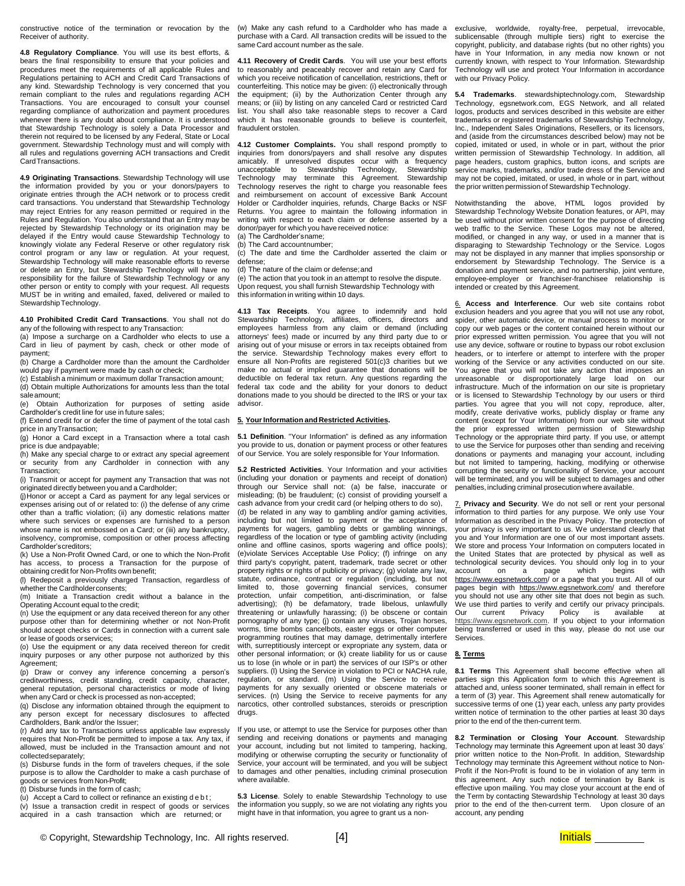constructive notice of the termination or revocation by the Receiver of authority.

**4.8 Regulatory Compliance**. You will use its best efforts, & bears the final responsibility to ensure that your policies and procedures meet the requirements of all applicable Rules and Regulations pertaining to ACH and Credit Card Transactions of any kind. Stewardship Technology is very concerned that you remain compliant to the rules and regulations regarding ACH Transactions. You are encouraged to consult your counsel regarding compliance of authorization and payment procedures whenever there is any doubt about compliance. It is understood that Stewardship Technology is solely a Data Processor and therein not required to be licensed by any Federal, State or Local government. Stewardship Technology must and will comply with all rules and regulations governing ACH transactions and Credit Card Transactions.

**4.9 Originating Transactions**. Stewardship Technology will use the information provided by you or your donors/payers to originate entries through the ACH network or to process credit card transactions. You understand that Stewardship Technology may reject Entries for any reason permitted or required in the Rules and Regulation. You also understand that an Entry may be rejected by Stewardship Technology or its origination may be delayed if the Entry would cause Stewardship Technology to knowingly violate any Federal Reserve or other regulatory risk control program or any law or regulation. At your request, Stewardship Technology will make reasonable efforts to reverse or delete an Entry, but Stewardship Technology will have no responsibility for the failure of Stewardship Technology or any other person or entity to comply with your request. All requests MUST be in writing and emailed, faxed, delivered or mailed to Stewardship Technology.

**4.10 Prohibited Credit Card Transactions**. You shall not do any of the following with respect to any Transaction:

(a) Impose a surcharge on a Cardholder who elects to use a Card in lieu of payment by cash, check or other mode of payment;
(b) Charge a Cardholder more than the amount the Cardholder would pay if payment were made by cash or check;
(c) Establish a minimum or maximum dollar Transaction amount;
(d) Obtain multiple Authorizations for amounts less than the total sale amount;
(e) Obtain Authorization for purposes of setting aside Cardholder's credit line for use in future sales;
(f) Extend credit for or defer the time of payment of the total cash price in any Transaction;
(g) Honor a Card except in a Transaction where a total cash price is due and payable;
(h) Make any special charge to or extract any special agreement or security from any Cardholder in connection with any Transaction;
(i) Transmit or accept for payment any Transaction that was not originated directly between you and a Cardholder;
(j) Honor or accept a Card as payment for any legal services or expenses arising out of or related to: (i) the defense of any crime other than a traffic violation; (ii) any domestic relations matter where such services or expenses are furnished to a person whose name is not embossed on a Card; or (iii) any bankruptcy, insolvency, compromise, composition or other process affecting Cardholder's creditors;
(k) Use a Non-Profit Owned Card, or one to which the Non-Profit has access, to process a Transaction for the purpose of obtaining credit for Non-Profits own benefit;
(l) Redeposit a previously charged Transaction, regardless of whether the Cardholder consents;
(m) Initiate a Transaction credit without a balance in the Operating Account equal to the credit;
(n) Use the equipment or any data received thereon for any other purpose other than for determining whether or not Non-Profit should accept checks or Cards in connection with a current sale or lease of goods or services;
(o) Use the equipment or any data received thereon for credit inquiry purposes or any other purpose not authorized by this Agreement;
(p) Draw or convey any inference concerning a person's creditworthiness, credit standing, credit capacity, character, general reputation, personal characteristics or mode of living when any Card or check is processed as non-accepted;
(q) Disclose any information obtained through the equipment to any person except for necessary disclosures to affected Cardholders, Bank and/or the Issuer;
(r) Add any tax to Transactions unless applicable law expressly requires that Non-Profit be permitted to impose a tax. Any tax, if allowed, must be included in the Transaction amount and not collected separately;
(s) Disburse funds in the form of travelers cheques, if the sole purpose is to allow the Cardholder to make a cash purchase of goods or services from Non-Profit;
(t) Disburse funds in the form of cash;
(u) Accept a Card to collect or refinance an existing d e b t ;
(v) Issue a transaction credit in respect of goods or services acquired in a cash transaction which are returned; or
(w) Make any cash refund to a Cardholder who has made a purchase with a Card. All transaction credits will be issued to the same Card account number as the sale.

**4.11 Recovery of Credit Cards**. You will use your best efforts to reasonably and peaceably recover and retain any Card for which you receive notification of cancellation, restrictions, theft or counterfeiting. This notice may be given: (i) electronically through the equipment; (ii) by the Authorization Center through any means; or (iii) by listing on any canceled Card or restricted Card list. You shall also take reasonable steps to recover a Card which it has reasonable grounds to believe is counterfeit, fraudulent or stolen.

**4.12 Customer Complaints.** You shall respond promptly to inquiries from donors/payers and shall resolve any disputes amicably. If unresolved disputes occur with a frequency unacceptable to Stewardship Technology, Stewardship Technology may terminate this Agreement. Stewardship Technology reserves the right to charge you reasonable fees and reimbursement on account of excessive Bank Account Holder or Cardholder inquiries, refunds, Charge Backs or NSF Returns. You agree to maintain the following information in writing with respect to each claim or defense asserted by a donor/payer for which you have received notice:

(a) The Cardholder's name;
(b) The Card account number;
(c) The date and time the Cardholder asserted the claim or defense;
(d) The nature of the claim or defense; and
(e) The action that you took in an attempt to resolve the dispute.

Upon request, you shall furnish Stewardship Technology with this information in writing within 10 days.

**4.13 Tax Receipts**. You agree to indemnify and hold Stewardship Technology, affiliates, officers, directors and employees harmless from any claim or demand (including attorneys' fees) made or incurred by any third party due to or arising out of your misuse or errors in tax receipts obtained from the service. Stewardship Technology makes every effort to ensure all Non-Profits are registered 501(c)3 charities but we make no actual or implied guarantee that donations will be deductible on federal tax return. Any questions regarding the federal tax code and the ability for your donors to deduct donations made to you should be directed to the IRS or your tax advisor.

**5. Your Information and Restricted Activities.**

**5.1 Definition**. "Your Information" is defined as any information you provide to us, donation or payment process or other features of our Service. You are solely responsible for Your Information.

**5.2 Restricted Activities**. Your Information and your activities (including your donation or payments and receipt of donation) through our Service shall not: (a) be false, inaccurate or misleading; (b) be fraudulent; (c) consist of providing yourself a cash advance from your credit card (or helping others to do so), (d) be related in any way to gambling and/or gaming activities, including but not limited to payment or the acceptance of payments for wagers, gambling debts or gambling winnings, regardless of the location or type of gambling activity (including online and offline casinos, sports wagering and office pools); (e)violate Services Acceptable Use Policy; (f) infringe on any third party's copyright, patent, trademark, trade secret or other property rights or rights of publicity or privacy; (g) violate any law, statute, ordinance, contract or regulation (including, but not limited to, those governing financial services, consumer protection, unfair competition, anti-discrimination, or false advertising); (h) be defamatory, trade libelous, unlawfully threatening or unlawfully harassing; (i) be obscene or contain pornography of any type; (j) contain any viruses, Trojan horses, worms, time bombs cancelbots, easter eggs or other computer programming routines that may damage, detrimentally interfere with, surreptitiously intercept or expropriate any system, data or other personal information; or (k) create liability for us or cause us to lose (in whole or in part) the services of our ISP's or other suppliers. (l) Using the Service in violation to PCI or NACHA rule, regulation, or standard. (m) Using the Service to receive payments for any sexually oriented or obscene materials or services. (n) Using the Service to receive payments for any narcotics, other controlled substances, steroids or prescription drugs.

If you use, or attempt to use the Service for purposes other than sending and receiving donations or payments and managing your account, including but not limited to tampering, hacking, modifying or otherwise corrupting the security or functionality of Service, your account will be terminated, and you will be subject to damages and other penalties, including criminal prosecution where available.

**5.3 License**. Solely to enable Stewardship Technology to use the information you supply, so we are not violating any rights you might have in that information, you agree to grant us a non-exclusive, worldwide, royalty-free, perpetual, irrevocable, sublicensable (through multiple tiers) right to exercise the copyright, publicity, and database rights (but no other rights) you have in Your Information, in any media now known or not currently known, with respect to Your Information. Stewardship Technology will use and protect Your Information in accordance with our Privacy Policy.

**5.4 Trademarks**. stewardshiptechnology.com, Stewardship Technology, egsnetwork.com, EGS Network, and all related logos, products and services described in this website are either trademarks or registered trademarks of Stewardship Technology, Inc., Independent Sales Originations, Resellers, or its licensors, and (aside from the circumstances described below) may not be copied, imitated or used, in whole or in part, without the prior written permission of Stewardship Technology. In addition, all page headers, custom graphics, button icons, and scripts are service marks, trademarks, and/or trade dress of the Service and may not be copied, imitated, or used, in whole or in part, without the prior written permission of Stewardship Technology.

Notwithstanding the above, HTML logos provided by Stewardship Technology Website Donation features, or API, may be used without prior written consent for the purpose of directing web traffic to the Service. These Logos may not be altered, modified, or changed in any way, or used in a manner that is disparaging to Stewardship Technology or the Service. Logos may not be displayed in any manner that implies sponsorship or endorsement by Stewardship Technology. The Service is a donation and payment service, and no partnership, joint venture, employee-employer or franchiser-franchisee relationship is intended or created by this Agreement.

**6. Access and Interference**. Our web site contains robot exclusion headers and you agree that you will not use any robot, spider, other automatic device, or manual process to monitor or copy our web pages or the content contained herein without our prior expressed written permission. You agree that you will not use any device, software or routine to bypass our robot exclusion headers, or to interfere or attempt to interfere with the proper working of the Service or any activities conducted on our site. You agree that you will not take any action that imposes an unreasonable or disproportionately large load on our infrastructure. Much of the information on our site is proprietary or is licensed to Stewardship Technology by our users or third parties. You agree that you will not copy, reproduce, alter, modify, create derivative works, publicly display or frame any content (except for Your Information) from our web site without the prior expressed written permission of Stewardship Technology or the appropriate third party. If you use, or attempt to use the Service for purposes other than sending and receiving donations or payments and managing your account, including but not limited to tampering, hacking, modifying or otherwise corrupting the security or functionality of Service, your account will be terminated, and you will be subject to damages and other penalties, including criminal prosecution where available.

**7. Privacy and Security**. We do not sell or rent your personal information to third parties for any purpose. We only use Your Information as described in the Privacy Policy. The protection of your privacy is very important to us. We understand clearly that you and Your Information are one of our most important assets. We store and process Your Information on computers located in the United States that are protected by physical as well as technological security devices. You should only log in to your account on a page which begins with https://www.egsnetwork.com/ or a page that you trust. All of our pages begin with https://www.egsnetwork.com/ and therefore you should not use any other site that does not begin as such. We use third parties to verify and certify our privacy principals. Our current Privacy Policy is available at https://www.egsnetwork.com. If you object to your information being transferred or used in this way, please do not use our Services.

**8. Terms**

**8.1 Terms** This Agreement shall become effective when all parties sign this Application form to which this Agreement is attached and, unless sooner terminated, shall remain in effect for a term of (3) year. This Agreement shall renew automatically for successive terms of one (1) year each, unless any party provides written notice of termination to the other parties at least 30 days prior to the end of the then-current term.

**8.2 Termination or Closing Your Account**. Stewardship Technology may terminate this Agreement upon at least 30 days' prior written notice to the Non-Profit. In addition, Stewardship Technology may terminate this Agreement without notice to Non-Profit if the Non-Profit is found to be in violation of any term in this agreement. Any such notice of termination by Bank is effective upon mailing. You may close your account at the end of the Term by contacting Stewardship Technology at least 30 days prior to the end of the then-current term. Upon closure of an account, any pending

Initials ________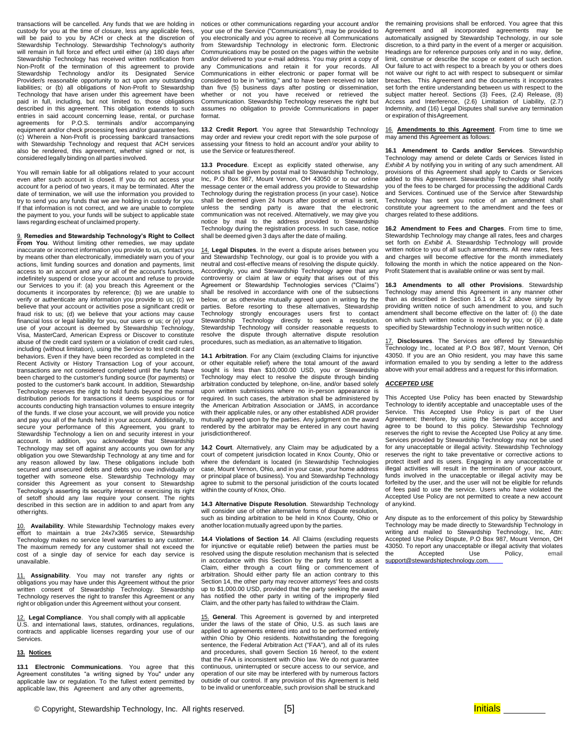transactions will be cancelled. Any funds that we are holding in custody for you at the time of closure, less any applicable fees, will be paid to you by ACH or check at the discretion of Stewardship Technology. Stewardship Technology's authority will remain in full force and effect until either (a) 180 days after Stewardship Technology has received written notification from Non-Profit of the termination of this agreement to provide Stewardship Technology and/or its Designated Service Provider/s reasonable opportunity to act upon any outstanding liabilities; or (b) all obligations of Non-Profit to Stewardship Technology that have arisen under this agreement have been paid in full, including, but not limited to, those obligations described in this agreement. This obligation extends to such entries in said account concerning lease, rental, or purchase agreements for P.O.S. terminals and/or accompanying equipment and/or check processing fees and/or guarantee fees.

(c) Wherein a Non-Profit is processing bankcard transactions with Stewardship Technology and request that ACH services also be rendered, this agreement, whether signed or not, is considered legally binding on all parties involved.

You will remain liable for all obligations related to your account even after such account is closed. If you do not access your account for a period of two years, it may be terminated. After the date of termination, we will use the information you provided to try to send you any funds that we are holding in custody for you. If that information is not correct, and we are unable to complete the payment to you, your funds will be subject to applicable state laws regarding escheat of unclaimed property.

9. **Remedies and Stewardship Technology's Right to Collect From You**. Without limiting other remedies, we may update inaccurate or incorrect information you provide to us, contact you by means other than electronically, immediately warn you of your actions, limit funding sources and donation and payments, limit access to an account and any or all of the account's functions, indefinitely suspend or close your account and refuse to provide our Services to you if: (a) you breach this Agreement or the documents it incorporates by reference; (b) we are unable to verify or authenticate any information you provide to us; (c) we believe that your account or activities pose a significant credit or fraud risk to us; (d) we believe that your actions may cause financial loss or legal liability for you, our users or us; or (e) your use of your account is deemed by Stewardship Technology, Visa, MasterCard, American Express or Discover to constitute abuse of the credit card system or a violation of credit card rules, including (without limitation), using the Service to test credit card behaviors. Even if they have been recorded as completed in the Recent Activity or History Transaction Log of your account, transactions are not considered completed until the funds have been charged to the customer's funding source (for payments) or posted to the customer's bank account. In addition, Stewardship Technology reserves the right to hold funds beyond the normal distribution periods for transactions it deems suspicious or for accounts conducting high transaction volumes to ensure integrity of the funds. If we close your account, we will provide you notice and pay you all of the funds held in your account. Additionally, to secure your performance of this Agreement, you grant to Stewardship Technology a lien on and security interest in your account. In addition, you acknowledge that Stewardship Technology may set off against any accounts you own for any obligation you owe Stewardship Technology at any time and for any reason allowed by law. These obligations include both secured and unsecured debts and debts you owe individually or together with someone else. Stewardship Technology may consider this Agreement as your consent to Stewardship Technology's asserting its security interest or exercising its right of setoff should any law require your consent. The rights described in this section are in addition to and apart from any other rights.

10. **Availability**. While Stewardship Technology makes every effort to maintain a true 24x7x365 service, Stewardship Technology makes no service level warranties to any customer. The maximum remedy for any customer shall not exceed the cost of a single day of service for each day service is unavailable.

11. **Assignability**. You may not transfer any rights or obligations you may have under this Agreement without the prior written consent of Stewardship Technology. Stewardship Technology reserves the right to transfer this Agreement or any right or obligation under this Agreement without your consent.

12. **Legal Compliance**. You shall comply with all applicable U.S. and international laws, statutes, ordinances, regulations, contracts and applicable licenses regarding your use of our Services.

**13. Notices**

**13.1 Electronic Communications**. You agree that this Agreement constitutes "a writing signed by You" under any applicable law or regulation. To the fullest extent permitted by applicable law, this Agreement and any other agreements, notices or other communications regarding your account and/or your use of the Service ("Communications"), may be provided to you electronically and you agree to receive all Communications from Stewardship Technology in electronic form. Electronic Communications may be posted on the pages within the website and/or delivered to your e-mail address. You may print a copy of any Communications and retain it for your records. All Communications in either electronic or paper format will be considered to be in "writing," and to have been received no later than five (5) business days after posting or dissemination, whether or not you have received or retrieved the Communication. Stewardship Technology reserves the right but assumes no obligation to provide Communications in paper format.

**13.2 Credit Report**. You agree that Stewardship Technology may order and review your credit report with the sole purpose of assessing your fitness to hold an account and/or your ability to use the Service or features thereof.

**13.3 Procedure**. Except as explicitly stated otherwise, any notices shall be given by postal mail to Stewardship Technology, Inc, P.O Box 987, Mount Vernon, OH 43050 or to our online message center or the email address you provide to Stewardship Technology during the registration process (in your case). Notice shall be deemed given 24 hours after posted or email is sent, unless the sending party is aware that the electronic communication was not received. Alternatively, we may give you notice by mail to the address provided to Stewardship Technology during the registration process. In such case, notice shall be deemed given 3 days after the date of mailing.

14. **Legal Disputes**. In the event a dispute arises between you and Stewardship Technology, our goal is to provide you with a neutral and cost-effective means of resolving the dispute quickly. Accordingly, you and Stewardship Technology agree that any controversy or claim at law or equity that arises out of this Agreement or Stewardship Technologies services ("Claims") shall be resolved in accordance with one of the subsections below, or as otherwise mutually agreed upon in writing by the parties. Before resorting to these alternatives, Stewardship Technology strongly encourages users first to contact Stewardship Technology directly to seek a resolution. Stewardship Technology will consider reasonable requests to resolve the dispute through alternative dispute resolution procedures, such as mediation, as an alternative to litigation.

**14.1 Arbitration**. For any Claim (excluding Claims for injunctive or other equitable relief) where the total amount of the award sought is less than $10,000.00 USD, you or Stewardship Technology may elect to resolve the dispute through binding arbitration conducted by telephone, on-line, and/or based solely upon written submissions where no in-person appearance is required. In such cases, the arbitration shall be administered by the American Arbitration Association or JAMS, in accordance with their applicable rules, or any other established ADR provider mutually agreed upon by the parties. Any judgment on the award rendered by the arbitrator may be entered in any court having jurisdiction thereof.

**14.2 Court**. Alternatively, any Claim may be adjudicated by a court of competent jurisdiction located in Knox County, Ohio or where the defendant is located (in Stewardship Technologies case, Mount Vernon, Ohio, and in your case, your home address or principal place of business). You and Stewardship Technology agree to submit to the personal jurisdiction of the courts located within the county of Knox, Ohio.

**14.3 Alternative Dispute Resolution**. Stewardship Technology will consider use of other alternative forms of dispute resolution, such as binding arbitration to be held in Knox County, Ohio or another location mutually agreed upon by the parties.

**14.4 Violations of Section 14**. All Claims (excluding requests for injunctive or equitable relief) between the parties must be resolved using the dispute resolution mechanism that is selected in accordance with this Section by the party first to assert a Claim, either through a court filing or commencement of arbitration. Should either party file an action contrary to this Section 14, the other party may recover attorneys' fees and costs up to $1,000.00 USD, provided that the party seeking the award has notified the other party in writing of the improperly filed Claim, and the other party has failed to withdraw the Claim.

15. **General**. This Agreement is governed by and interpreted under the laws of the state of Ohio, U.S. as such laws are applied to agreements entered into and to be performed entirely within Ohio by Ohio residents. Notwithstanding the foregoing sentence, the Federal Arbitration Act ("FAA"), and all of its rules and procedures, shall govern Section 16 hereof, to the extent that the FAA is inconsistent with Ohio law. We do not guarantee continuous, uninterrupted or secure access to our service, and operation of our site may be interfered with by numerous factors outside of our control. If any provision of this Agreement is held to be invalid or unenforceable, such provision shall be struck and the remaining provisions shall be enforced. You agree that this Agreement and all incorporated agreements may be automatically assigned by Stewardship Technology, in our sole discretion, to a third party in the event of a merger or acquisition. Headings are for reference purposes only and in no way, define, limit, construe or describe the scope or extent of such section. Our failure to act with respect to a breach by you or others does not waive our right to act with respect to subsequent or similar breaches. This Agreement and the documents it incorporates set forth the entire understanding between us with respect to the subject matter hereof. Sections (3) Fees, (2.4) Release, (8) Access and Interference, (2.6) Limitation of Liability, (2.7) Indemnity, and (16) Legal Disputes shall survive any termination or expiration of this Agreement.

16. **Amendments to this Agreement**. From time to time we may amend this Agreement as follows:

**16.1 Amendment to Cards and/or Services**. Stewardship Technology may amend or delete Cards or Services listed in *Exhibit A* by notifying you in writing of any such amendment. All provisions of this Agreement shall apply to Cards or Services added to this Agreement. Stewardship Technology shall notify you of the fees to be charged for processing the additional Cards and Services. Continued use of the Service after Stewardship Technology has sent you notice of an amendment shall constitute your agreement to the amendment and the fees or charges related to these additions.

**16.2 Amendment to Fees and Charges**. From time to time, Stewardship Technology may change all rates, fees and charges set forth on *Exhibit A*. Stewardship Technology will provide written notice to you of all such amendments. All new rates, fees and charges will become effective for the month immediately following the month in which the notice appeared on the Non-Profit Statement that is available online or was sent by mail.

**16.3 Amendments to all other Provisions**. Stewardship Technology may amend this Agreement in any manner other than as described in Section 16.1 or 16.2 above simply by providing written notice of such amendment to you, and such amendment shall become effective on the latter of: (i) the date on which such written notice is received by you; or (ii) a date specified by Stewardship Technology in such written notice.

17. **Disclosures**. The Services are offered by Stewardship Technology Inc., located at P.O Box 987, Mount Vernon, OH 43050. If you are an Ohio resident, you may have this same information emailed to you by sending a letter to the address above with your email address and a request for this information.

***ACCEPTED USE***

This Accepted Use Policy has been enacted by Stewardship Technology to identify acceptable and unacceptable uses of the Service. This Accepted Use Policy is part of the User Agreement; therefore, by using the Service you accept and agree to be bound to this policy. Stewardship Technology reserves the right to revise the Accepted Use Policy at any time. Services provided by Stewardship Technology may not be used for any unacceptable or illegal activity. Stewardship Technology reserves the right to take preventative or corrective actions to protect itself and its users. Engaging in any unacceptable or illegal activities will result in the termination of your account, funds involved in the unacceptable or illegal activity may be forfeited by the user, and the user will not be eligible for refunds of fees paid to use the service. Users who have violated the Accepted Use Policy are not permitted to create a new account of any kind.

Any dispute as to the enforcement of this policy by Stewardship Technology may be made directly to Stewardship Technology in writing and mailed to Stewardship Technology, Inc, Attn: Accepted Use Policy Dispute, P.O Box 987, Mount Vernon, OH 43050. To report any unacceptable or illegal activity that violates the Accepted Use Policy, email support@stewardshiptechnology.com.

© Copyright, Stewardship Technology, Inc. All rights reserved.

Initials ________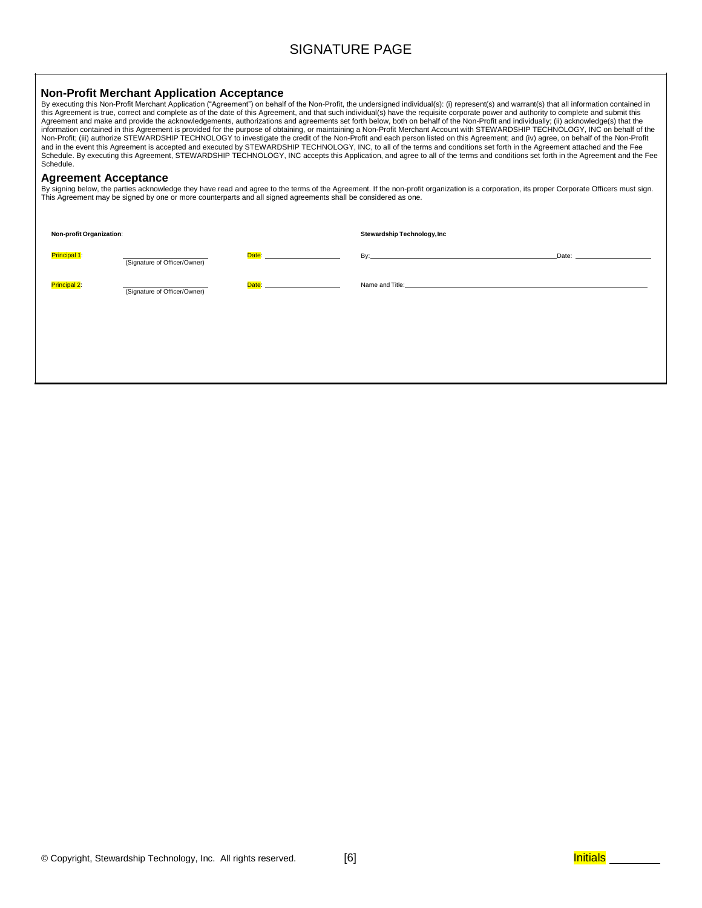# SIGNATURE PAGE

## Non-Profit Merchant Application Acceptance

By executing this Non-Profit Merchant Application ("Agreement") on behalf of the Non-Profit, the undersigned individual(s): (i) represent(s) and warrant(s) that all information contained in this Agreement is true, correct and complete as of the date of this Agreement, and that such individual(s) have the requisite corporate power and authority to complete and submit this Agreement and make and provide the acknowledgements, authorizations and agreements set forth below, both on behalf of the Non-Profit and individually; (ii) acknowledge(s) that the information contained in this Agreement is provided for the purpose of obtaining, or maintaining a Non-Profit Merchant Account with STEWARDSHIP TECHNOLOGY, INC on behalf of the Non-Profit; (iii) authorize STEWARDSHIP TECHNOLOGY to investigate the credit of the Non-Profit and each person listed on this Agreement; and (iv) agree, on behalf of the Non-Profit and in the event this Agreement is accepted and executed by STEWARDSHIP TECHNOLOGY, INC, to all of the terms and conditions set forth in the Agreement attached and the Fee Schedule. By executing this Agreement, STEWARDSHIP TECHNOLOGY, INC accepts this Application, and agree to all of the terms and conditions set forth in the Agreement and the Fee Schedule.

## Agreement Acceptance

By signing below, the parties acknowledge they have read and agree to the terms of the Agreement. If the non-profit organization is a corporation, its proper Corporate Officers must sign. This Agreement may be signed by one or more counterparts and all signed agreements shall be considered as one.

**Non-profit Organization**:

Principal 1: ____________________ (Signature of Officer/Owner) Date: ____________________

Principal 2: ____________________ (Signature of Officer/Owner) Date: ____________________

**Stewardship Technology, Inc**

By: ____________________ Date: ____________________

Name and Title: ____________________

© Copyright, Stewardship Technology, Inc. All rights reserved.

Initials ________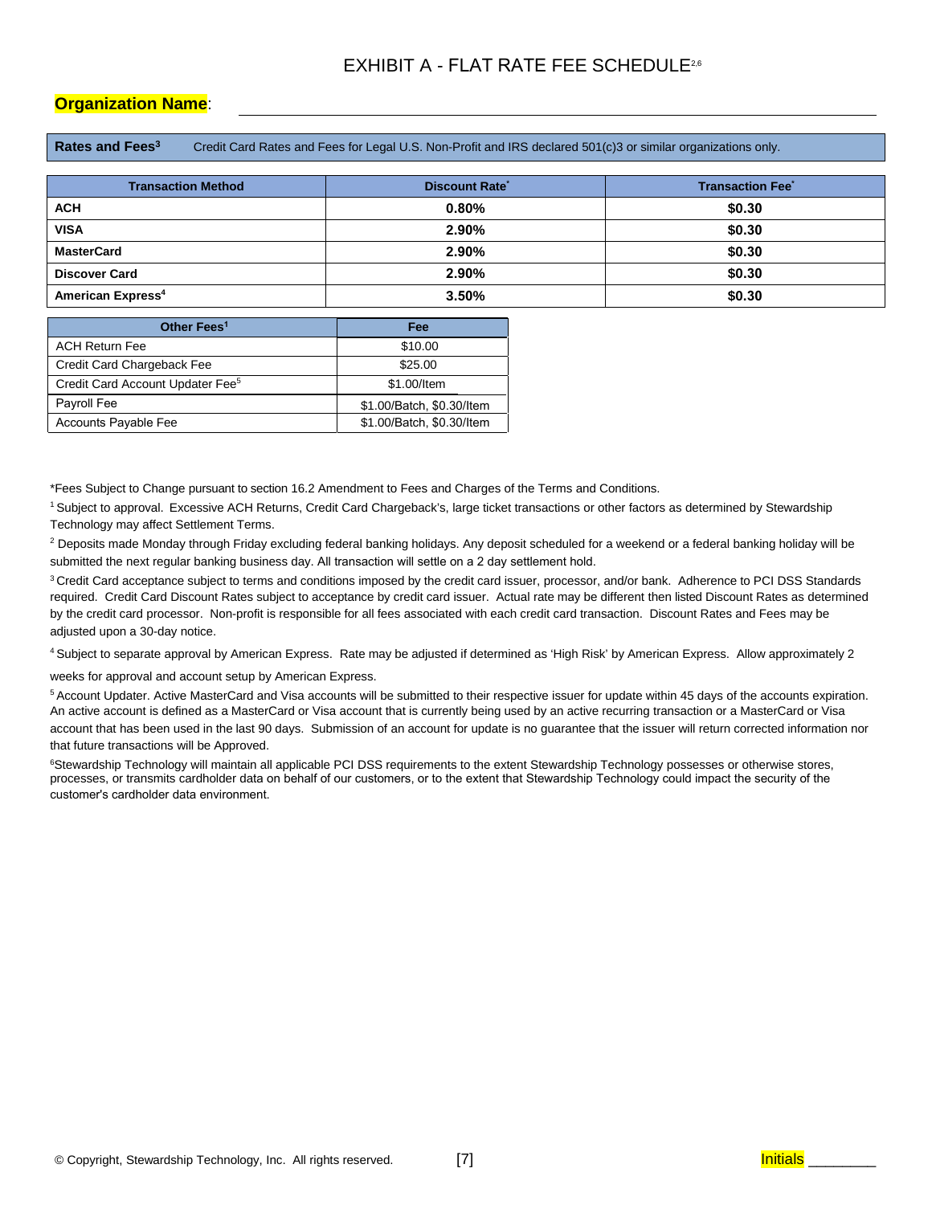# EXHIBIT A - FLAT RATE FEE SCHEDULE[2,6]

**Organization Name**: ______________________________

**Rates and Fees[3]** Credit Card Rates and Fees for Legal U.S. Non-Profit and IRS declared 501(c)3 or similar organizations only.

| Transaction Method | Discount Rate* | Transaction Fee* |
|---|---|---|
| **ACH** | **0.80%** | **$0.30** |
| **VISA** | **2.90%** | **$0.30** |
| **MasterCard** | **2.90%** | **$0.30** |
| **Discover Card** | **2.90%** | **$0.30** |
| **American Express[4]** | **3.50%** | **$0.30** |

| Other Fees[1] | Fee |
|---|---|
| ACH Return Fee | $10.00 |
| Credit Card Chargeback Fee | $25.00 |
| Credit Card Account Updater Fee[5] | $1.00/Item |
| Payroll Fee | $1.00/Batch, $0.30/Item |
| Accounts Payable Fee | $1.00/Batch, $0.30/Item |

*Fees Subject to Change pursuant to section 16.2 Amendment to Fees and Charges of the Terms and Conditions.

[1] Subject to approval. Excessive ACH Returns, Credit Card Chargeback's, large ticket transactions or other factors as determined by Stewardship Technology may affect Settlement Terms.

[2] Deposits made Monday through Friday excluding federal banking holidays. Any deposit scheduled for a weekend or a federal banking holiday will be submitted the next regular banking business day. All transaction will settle on a 2 day settlement hold.

[3] Credit Card acceptance subject to terms and conditions imposed by the credit card issuer, processor, and/or bank. Adherence to PCI DSS Standards required. Credit Card Discount Rates subject to acceptance by credit card issuer. Actual rate may be different then listed Discount Rates as determined by the credit card processor. Non-profit is responsible for all fees associated with each credit card transaction. Discount Rates and Fees may be adjusted upon a 30-day notice.

[4] Subject to separate approval by American Express. Rate may be adjusted if determined as 'High Risk' by American Express. Allow approximately 2 weeks for approval and account setup by American Express.

[5] Account Updater. Active MasterCard and Visa accounts will be submitted to their respective issuer for update within 45 days of the accounts expiration. An active account is defined as a MasterCard or Visa account that is currently being used by an active recurring transaction or a MasterCard or Visa account that has been used in the last 90 days. Submission of an account for update is no guarantee that the issuer will return corrected information nor that future transactions will be Approved.

[6] Stewardship Technology will maintain all applicable PCI DSS requirements to the extent Stewardship Technology possesses or otherwise stores, processes, or transmits cardholder data on behalf of our customers, or to the extent that Stewardship Technology could impact the security of the customer's cardholder data environment.

© Copyright, Stewardship Technology, Inc. All rights reserved.

Initials ________